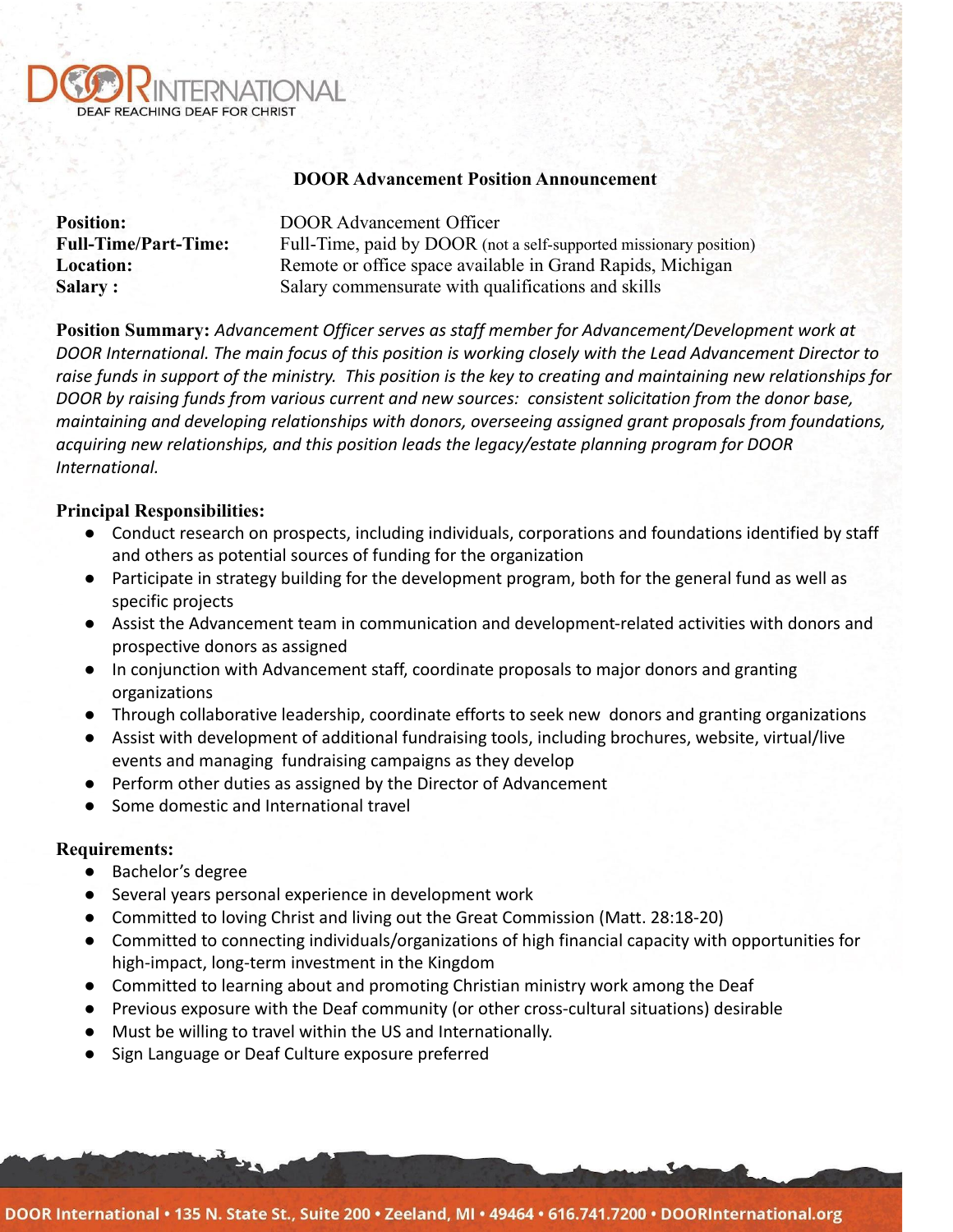DOOR INTERNATIONAL
DEAF REACHING DEAF FOR CHRIST

## DOOR Advancement Position Announcement

**Position:** DOOR Advancement Officer
**Full-Time/Part-Time:** Full-Time, paid by DOOR (not a self-supported missionary position)
**Location:** Remote or office space available in Grand Rapids, Michigan
**Salary :** Salary commensurate with qualifications and skills

**Position Summary:** *Advancement Officer serves as staff member for Advancement/Development work at DOOR International. The main focus of this position is working closely with the Lead Advancement Director to raise funds in support of the ministry. This position is the key to creating and maintaining new relationships for DOOR by raising funds from various current and new sources: consistent solicitation from the donor base, maintaining and developing relationships with donors, overseeing assigned grant proposals from foundations, acquiring new relationships, and this position leads the legacy/estate planning program for DOOR International.*

**Principal Responsibilities:**

- Conduct research on prospects, including individuals, corporations and foundations identified by staff and others as potential sources of funding for the organization
- Participate in strategy building for the development program, both for the general fund as well as specific projects
- Assist the Advancement team in communication and development-related activities with donors and prospective donors as assigned
- In conjunction with Advancement staff, coordinate proposals to major donors and granting organizations
- Through collaborative leadership, coordinate efforts to seek new donors and granting organizations
- Assist with development of additional fundraising tools, including brochures, website, virtual/live events and managing fundraising campaigns as they develop
- Perform other duties as assigned by the Director of Advancement
- Some domestic and International travel

**Requirements:**

- Bachelor's degree
- Several years personal experience in development work
- Committed to loving Christ and living out the Great Commission (Matt. 28:18-20)
- Committed to connecting individuals/organizations of high financial capacity with opportunities for high-impact, long-term investment in the Kingdom
- Committed to learning about and promoting Christian ministry work among the Deaf
- Previous exposure with the Deaf community (or other cross-cultural situations) desirable
- Must be willing to travel within the US and Internationally.
- Sign Language or Deaf Culture exposure preferred

DOOR International • 135 N. State St., Suite 200 • Zeeland, MI • 49464 • 616.741.7200 • DOORInternational.org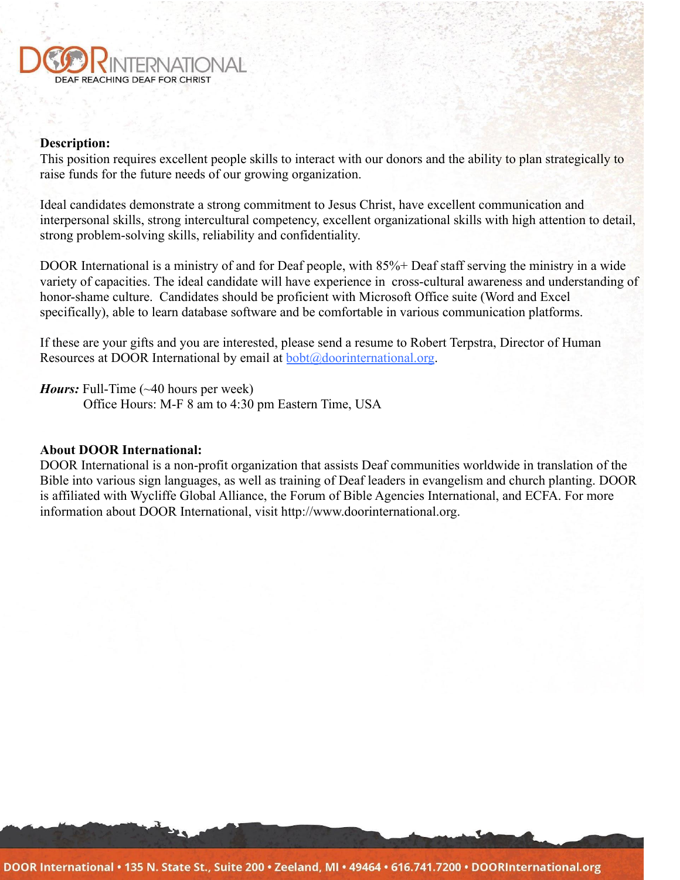**Description:**
This position requires excellent people skills to interact with our donors and the ability to plan strategically to raise funds for the future needs of our growing organization.

Ideal candidates demonstrate a strong commitment to Jesus Christ, have excellent communication and interpersonal skills, strong intercultural competency, excellent organizational skills with high attention to detail, strong problem-solving skills, reliability and confidentiality.

DOOR International is a ministry of and for Deaf people, with 85%+ Deaf staff serving the ministry in a wide variety of capacities. The ideal candidate will have experience in cross-cultural awareness and understanding of honor-shame culture. Candidates should be proficient with Microsoft Office suite (Word and Excel specifically), able to learn database software and be comfortable in various communication platforms.

If these are your gifts and you are interested, please send a resume to Robert Terpstra, Director of Human Resources at DOOR International by email at bobt@doorinternational.org.

***Hours:*** Full-Time (~40 hours per week)
Office Hours: M-F 8 am to 4:30 pm Eastern Time, USA

**About DOOR International:**
DOOR International is a non-profit organization that assists Deaf communities worldwide in translation of the Bible into various sign languages, as well as training of Deaf leaders in evangelism and church planting. DOOR is affiliated with Wycliffe Global Alliance, the Forum of Bible Agencies International, and ECFA. For more information about DOOR International, visit http://www.doorinternational.org.